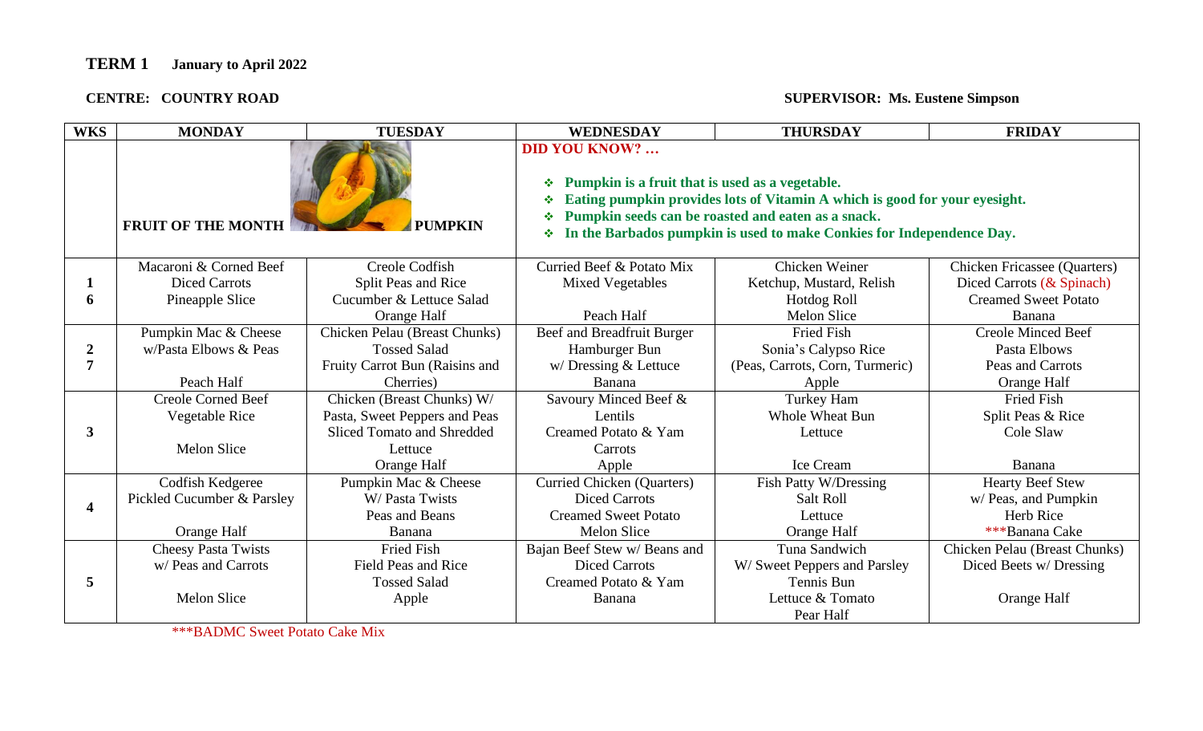**TERM 1 January to April 2022**

**CENTRE: COUNTRY ROAD** **SUPERVISOR: Ms. Eustene Simpson**

| WKS | MONDAY | TUESDAY | WEDNESDAY | THURSDAY | FRIDAY |
|---|---|---|---|---|---|
| | **FRUIT OF THE MONTH** | **PUMPKIN** | **DID YOU KNOW? …** ❖ Pumpkin is a fruit that is used as a vegetable. ❖ Eating pumpkin provides lots of Vitamin A which is good for your eyesight. ❖ Pumpkin seeds can be roasted and eaten as a snack. ❖ In the Barbados pumpkin is used to make Conkies for Independence Day. | | |
| **1** **6** | Macaroni & Corned Beef<br>Diced Carrots<br>Pineapple Slice | Creole Codfish<br>Split Peas and Rice<br>Cucumber & Lettuce Salad<br>Orange Half | Curried Beef & Potato Mix<br>Mixed Vegetables<br><br>Peach Half | Chicken Weiner<br>Ketchup, Mustard, Relish<br>Hotdog Roll<br>Melon Slice | Chicken Fricassee (Quarters)<br>Diced Carrots (& Spinach)<br>Creamed Sweet Potato<br>Banana |
| **2** **7** | Pumpkin Mac & Cheese<br>w/Pasta Elbows & Peas<br><br>Peach Half | Chicken Pelau (Breast Chunks)<br>Tossed Salad<br>Fruity Carrot Bun (Raisins and Cherries) | Beef and Breadfruit Burger<br>Hamburger Bun<br>w/ Dressing & Lettuce<br>Banana | Fried Fish<br>Sonia's Calypso Rice<br>(Peas, Carrots, Corn, Turmeric)<br>Apple | Creole Minced Beef<br>Pasta Elbows<br>Peas and Carrots<br>Orange Half |
| **3** | Creole Corned Beef<br>Vegetable Rice<br><br>Melon Slice | Chicken (Breast Chunks) W/ Pasta, Sweet Peppers and Peas<br>Sliced Tomato and Shredded Lettuce<br>Orange Half | Savoury Minced Beef & Lentils<br>Creamed Potato & Yam<br>Carrots<br>Apple | Turkey Ham<br>Whole Wheat Bun<br>Lettuce<br><br>Ice Cream | Fried Fish<br>Split Peas & Rice<br>Cole Slaw<br><br>Banana |
| **4** | Codfish Kedgeree<br>Pickled Cucumber & Parsley<br><br>Orange Half | Pumpkin Mac & Cheese<br>W/ Pasta Twists<br>Peas and Beans<br>Banana | Curried Chicken (Quarters)<br>Diced Carrots<br>Creamed Sweet Potato<br>Melon Slice | Fish Patty W/Dressing<br>Salt Roll<br>Lettuce<br>Orange Half | Hearty Beef Stew<br>w/ Peas, and Pumpkin<br>Herb Rice<br>***Banana Cake |
| **5** | Cheesy Pasta Twists<br>w/ Peas and Carrots<br><br>Melon Slice | Fried Fish<br>Field Peas and Rice<br>Tossed Salad<br>Apple | Bajan Beef Stew w/ Beans and Diced Carrots<br>Creamed Potato & Yam<br>Banana | Tuna Sandwich<br>W/ Sweet Peppers and Parsley<br>Tennis Bun<br>Lettuce & Tomato<br>Pear Half | Chicken Pelau (Breast Chunks)<br>Diced Beets w/ Dressing<br><br>Orange Half |

***BADMC Sweet Potato Cake Mix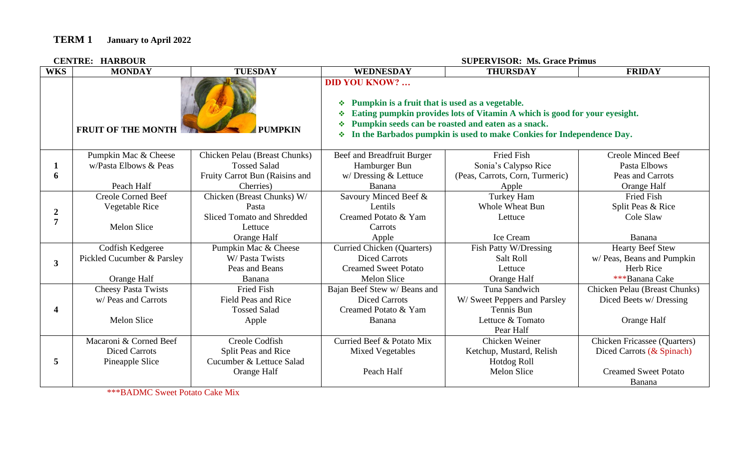**TERM 1 January to April 2022**

**CENTRE: HARBOUR** **SUPERVISOR: Ms. Grace Primus**

| WKS | MONDAY | TUESDAY | WEDNESDAY | THURSDAY | FRIDAY |
|---|---|---|---|---|---|
| | **FRUIT OF THE MONTH** | **PUMPKIN** | **DID YOU KNOW? …**<br>❖ **Pumpkin is a fruit that is used as a vegetable.**<br>❖ **Eating pumpkin provides lots of Vitamin A which is good for your eyesight.**<br>❖ **Pumpkin seeds can be roasted and eaten as a snack.**<br>❖ **In the Barbados pumpkin is used to make Conkies for Independence Day.** | | |
| **1**<br>**6** | Pumpkin Mac & Cheese<br>w/Pasta Elbows & Peas<br><br>Peach Half | Chicken Pelau (Breast Chunks)<br>Tossed Salad<br>Fruity Carrot Bun (Raisins and Cherries) | Beef and Breadfruit Burger<br>Hamburger Bun<br>w/ Dressing & Lettuce<br>Banana | Fried Fish<br>Sonia's Calypso Rice<br>(Peas, Carrots, Corn, Turmeric)<br>Apple | Creole Minced Beef<br>Pasta Elbows<br>Peas and Carrots<br>Orange Half |
| **2**<br>**7** | Creole Corned Beef<br>Vegetable Rice<br><br>Melon Slice | Chicken (Breast Chunks) W/ Pasta<br>Sliced Tomato and Shredded Lettuce<br>Orange Half | Savoury Minced Beef & Lentils<br>Creamed Potato & Yam<br>Carrots<br>Apple | Turkey Ham<br>Whole Wheat Bun<br>Lettuce<br><br>Ice Cream | Fried Fish<br>Split Peas & Rice<br>Cole Slaw<br><br>Banana |
| **3** | Codfish Kedgeree<br>Pickled Cucumber & Parsley<br><br>Orange Half | Pumpkin Mac & Cheese<br>W/ Pasta Twists<br>Peas and Beans<br>Banana | Curried Chicken (Quarters)<br>Diced Carrots<br>Creamed Sweet Potato<br>Melon Slice | Fish Patty W/Dressing<br>Salt Roll<br>Lettuce<br>Orange Half | Hearty Beef Stew<br>w/ Peas, Beans and Pumpkin<br>Herb Rice<br>***Banana Cake |
| **4** | Cheesy Pasta Twists<br>w/ Peas and Carrots<br><br>Melon Slice | Fried Fish<br>Field Peas and Rice<br>Tossed Salad<br>Apple | Bajan Beef Stew w/ Beans and<br>Diced Carrots<br>Creamed Potato & Yam<br>Banana | Tuna Sandwich<br>W/ Sweet Peppers and Parsley<br>Tennis Bun<br>Lettuce & Tomato<br>Pear Half | Chicken Pelau (Breast Chunks)<br>Diced Beets w/ Dressing<br><br>Orange Half |
| **5** | Macaroni & Corned Beef<br>Diced Carrots<br>Pineapple Slice | Creole Codfish<br>Split Peas and Rice<br>Cucumber & Lettuce Salad<br>Orange Half | Curried Beef & Potato Mix<br>Mixed Vegetables<br><br>Peach Half | Chicken Weiner<br>Ketchup, Mustard, Relish<br>Hotdog Roll<br>Melon Slice | Chicken Fricassee (Quarters)<br>Diced Carrots (& Spinach)<br><br>Creamed Sweet Potato<br>Banana |

***BADMC Sweet Potato Cake Mix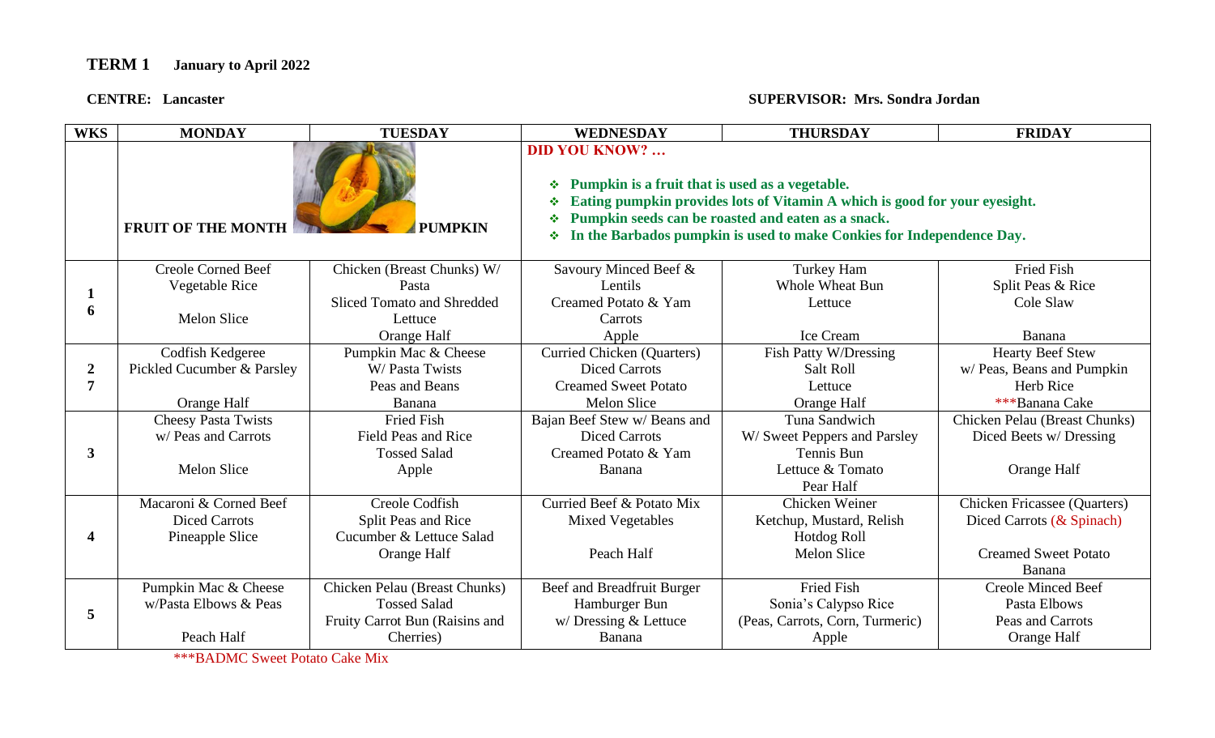**TERM 1 January to April 2022**

**CENTRE: Lancaster** **SUPERVISOR: Mrs. Sondra Jordan**

| WKS | MONDAY | TUESDAY | WEDNESDAY | THURSDAY | FRIDAY |
|---|---|---|---|---|---|
| | **FRUIT OF THE MONTH** | **PUMPKIN** | **DID YOU KNOW? …**<br>- **Pumpkin is a fruit that is used as a vegetable.**<br>- **Eating pumpkin provides lots of Vitamin A which is good for your eyesight.**<br>- **Pumpkin seeds can be roasted and eaten as a snack.**<br>- **In the Barbados pumpkin is used to make Conkies for Independence Day.** | | |
| 1<br>6 | Creole Corned Beef<br>Vegetable Rice<br><br>Melon Slice | Chicken (Breast Chunks) W/ Pasta<br>Sliced Tomato and Shredded Lettuce<br>Orange Half | Savoury Minced Beef & Lentils<br>Creamed Potato & Yam<br>Carrots<br>Apple | Turkey Ham<br>Whole Wheat Bun<br>Lettuce<br><br>Ice Cream | Fried Fish<br>Split Peas & Rice<br>Cole Slaw<br><br>Banana |
| 2<br>7 | Codfish Kedgeree<br>Pickled Cucumber & Parsley<br><br>Orange Half | Pumpkin Mac & Cheese<br>W/ Pasta Twists<br>Peas and Beans<br>Banana | Curried Chicken (Quarters)<br>Diced Carrots<br>Creamed Sweet Potato<br>Melon Slice | Fish Patty W/Dressing<br>Salt Roll<br>Lettuce<br>Orange Half | Hearty Beef Stew<br>w/ Peas, Beans and Pumpkin<br>Herb Rice<br>***Banana Cake |
| 3 | Cheesy Pasta Twists<br>w/ Peas and Carrots<br><br>Melon Slice | Fried Fish<br>Field Peas and Rice<br>Tossed Salad<br>Apple | Bajan Beef Stew w/ Beans and Diced Carrots<br>Creamed Potato & Yam<br>Banana | Tuna Sandwich<br>W/ Sweet Peppers and Parsley<br>Tennis Bun<br>Lettuce & Tomato<br>Pear Half | Chicken Pelau (Breast Chunks)<br>Diced Beets w/ Dressing<br><br>Orange Half |
| 4 | Macaroni & Corned Beef<br>Diced Carrots<br>Pineapple Slice | Creole Codfish<br>Split Peas and Rice<br>Cucumber & Lettuce Salad<br>Orange Half | Curried Beef & Potato Mix<br>Mixed Vegetables<br><br>Peach Half | Chicken Weiner<br>Ketchup, Mustard, Relish<br>Hotdog Roll<br>Melon Slice | Chicken Fricassee (Quarters)<br>Diced Carrots (& Spinach)<br><br>Creamed Sweet Potato<br>Banana |
| 5 | Pumpkin Mac & Cheese<br>w/Pasta Elbows & Peas<br><br>Peach Half | Chicken Pelau (Breast Chunks)<br>Tossed Salad<br>Fruity Carrot Bun (Raisins and Cherries) | Beef and Breadfruit Burger<br>Hamburger Bun<br>w/ Dressing & Lettuce<br>Banana | Fried Fish<br>Sonia's Calypso Rice<br>(Peas, Carrots, Corn, Turmeric)<br>Apple | Creole Minced Beef<br>Pasta Elbows<br>Peas and Carrots<br>Orange Half |

***BADMC Sweet Potato Cake Mix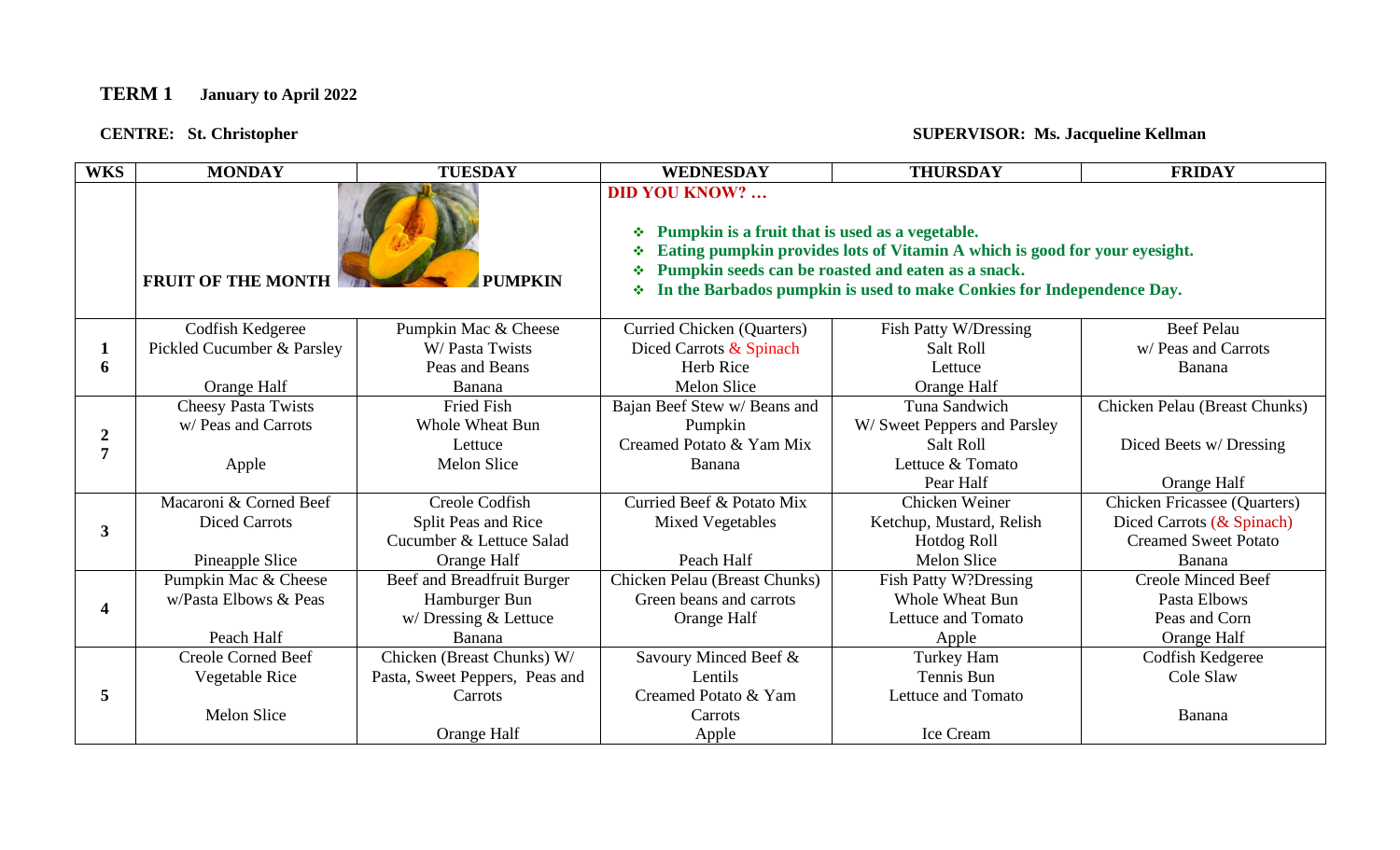**TERM 1** **January to April 2022**

**CENTRE: St. Christopher** **SUPERVISOR: Ms. Jacqueline Kellman**

| WKS | MONDAY | TUESDAY | WEDNESDAY | THURSDAY | FRIDAY |
|---|---|---|---|---|---|
| | **FRUIT OF THE MONTH** | **PUMPKIN** | **DID YOU KNOW? …** <br> ❖ **Pumpkin is a fruit that is used as a vegetable.** <br> ❖ **Eating pumpkin provides lots of Vitamin A which is good for your eyesight.** <br> ❖ **Pumpkin seeds can be roasted and eaten as a snack.** <br> ❖ **In the Barbados pumpkin is used to make Conkies for Independence Day.** | | |
| **1** <br> **6** | Codfish Kedgeree <br> Pickled Cucumber & Parsley <br> Orange Half | Pumpkin Mac & Cheese <br> W/ Pasta Twists <br> Peas and Beans <br> Banana | Curried Chicken (Quarters) <br> Diced Carrots & Spinach <br> Herb Rice <br> Melon Slice | Fish Patty W/Dressing <br> Salt Roll <br> Lettuce <br> Orange Half | Beef Pelau <br> w/ Peas and Carrots <br> Banana |
| **2** <br> **7** | Cheesy Pasta Twists <br> w/ Peas and Carrots <br> Apple | Fried Fish <br> Whole Wheat Bun <br> Lettuce <br> Melon Slice | Bajan Beef Stew w/ Beans and Pumpkin <br> Creamed Potato & Yam Mix <br> Banana | Tuna Sandwich <br> W/ Sweet Peppers and Parsley <br> Salt Roll <br> Lettuce & Tomato <br> Pear Half | Chicken Pelau (Breast Chunks) <br> Diced Beets w/ Dressing <br> Orange Half |
| **3** | Macaroni & Corned Beef <br> Diced Carrots <br> Pineapple Slice | Creole Codfish <br> Split Peas and Rice <br> Cucumber & Lettuce Salad <br> Orange Half | Curried Beef & Potato Mix <br> Mixed Vegetables <br> Peach Half | Chicken Weiner <br> Ketchup, Mustard, Relish <br> Hotdog Roll <br> Melon Slice | Chicken Fricassee (Quarters) <br> Diced Carrots (& Spinach) <br> Creamed Sweet Potato <br> Banana |
| **4** | Pumpkin Mac & Cheese <br> w/Pasta Elbows & Peas <br> Peach Half | Beef and Breadfruit Burger <br> Hamburger Bun <br> w/ Dressing & Lettuce <br> Banana | Chicken Pelau (Breast Chunks) <br> Green beans and carrots <br> Orange Half | Fish Patty W?Dressing <br> Whole Wheat Bun <br> Lettuce and Tomato <br> Apple | Creole Minced Beef <br> Pasta Elbows <br> Peas and Corn <br> Orange Half |
| **5** | Creole Corned Beef <br> Vegetable Rice <br> Melon Slice | Chicken (Breast Chunks) W/ Pasta, Sweet Peppers, Peas and Carrots <br> Orange Half | Savoury Minced Beef & Lentils <br> Creamed Potato & Yam <br> Carrots <br> Apple | Turkey Ham <br> Tennis Bun <br> Lettuce and Tomato <br> Ice Cream | Codfish Kedgeree <br> Cole Slaw <br> Banana |